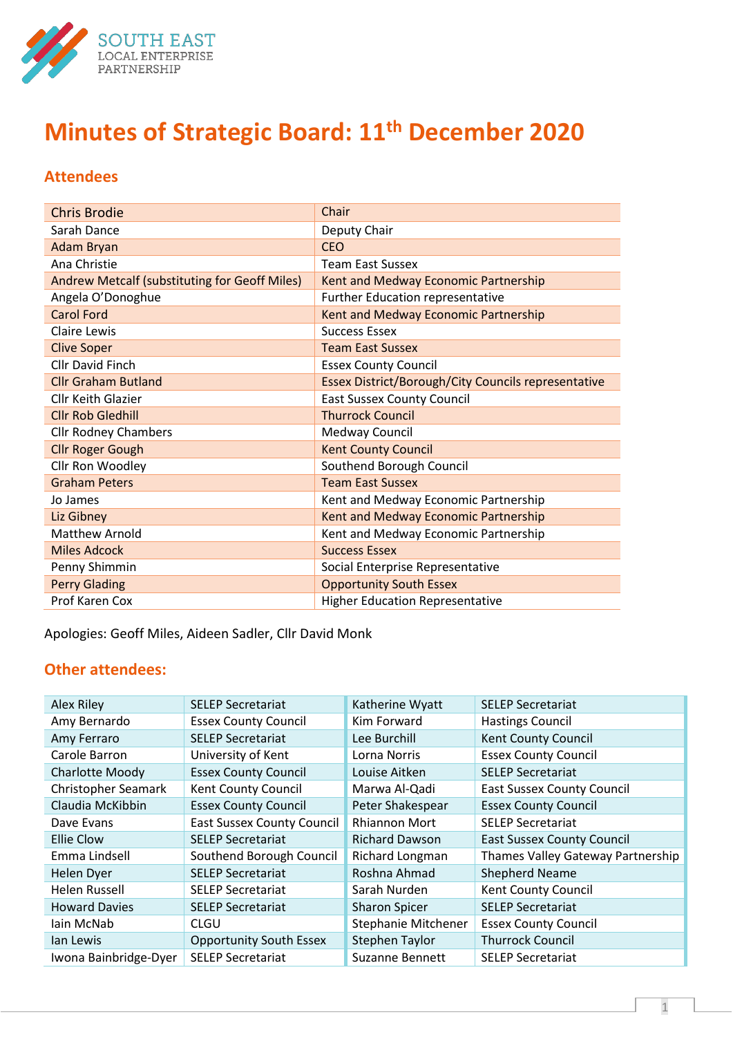SOUTH EAST
LOCAL ENTERPRISE
PARTNERSHIP

# Minutes of Strategic Board: 11th December 2020

## Attendees

| | |
|---|---|
| Chris Brodie | Chair |
| Sarah Dance | Deputy Chair |
| Adam Bryan | CEO |
| Ana Christie | Team East Sussex |
| Andrew Metcalf (substituting for Geoff Miles) | Kent and Medway Economic Partnership |
| Angela O'Donoghue | Further Education representative |
| Carol Ford | Kent and Medway Economic Partnership |
| Claire Lewis | Success Essex |
| Clive Soper | Team East Sussex |
| Cllr David Finch | Essex County Council |
| Cllr Graham Butland | Essex District/Borough/City Councils representative |
| Cllr Keith Glazier | East Sussex County Council |
| Cllr Rob Gledhill | Thurrock Council |
| Cllr Rodney Chambers | Medway Council |
| Cllr Roger Gough | Kent County Council |
| Cllr Ron Woodley | Southend Borough Council |
| Graham Peters | Team East Sussex |
| Jo James | Kent and Medway Economic Partnership |
| Liz Gibney | Kent and Medway Economic Partnership |
| Matthew Arnold | Kent and Medway Economic Partnership |
| Miles Adcock | Success Essex |
| Penny Shimmin | Social Enterprise Representative |
| Perry Glading | Opportunity South Essex |
| Prof Karen Cox | Higher Education Representative |

Apologies: Geoff Miles, Aideen Sadler, Cllr David Monk

## Other attendees:

| | | | |
|---|---|---|---|
| Alex Riley | SELEP Secretariat | Katherine Wyatt | SELEP Secretariat |
| Amy Bernardo | Essex County Council | Kim Forward | Hastings Council |
| Amy Ferraro | SELEP Secretariat | Lee Burchill | Kent County Council |
| Carole Barron | University of Kent | Lorna Norris | Essex County Council |
| Charlotte Moody | Essex County Council | Louise Aitken | SELEP Secretariat |
| Christopher Seamark | Kent County Council | Marwa Al-Qadi | East Sussex County Council |
| Claudia McKibbin | Essex County Council | Peter Shakespear | Essex County Council |
| Dave Evans | East Sussex County Council | Rhiannon Mort | SELEP Secretariat |
| Ellie Clow | SELEP Secretariat | Richard Dawson | East Sussex County Council |
| Emma Lindsell | Southend Borough Council | Richard Longman | Thames Valley Gateway Partnership |
| Helen Dyer | SELEP Secretariat | Roshna Ahmad | Shepherd Neame |
| Helen Russell | SELEP Secretariat | Sarah Nurden | Kent County Council |
| Howard Davies | SELEP Secretariat | Sharon Spicer | SELEP Secretariat |
| Iain McNab | CLGU | Stephanie Mitchener | Essex County Council |
| Ian Lewis | Opportunity South Essex | Stephen Taylor | Thurrock Council |
| Iwona Bainbridge-Dyer | SELEP Secretariat | Suzanne Bennett | SELEP Secretariat |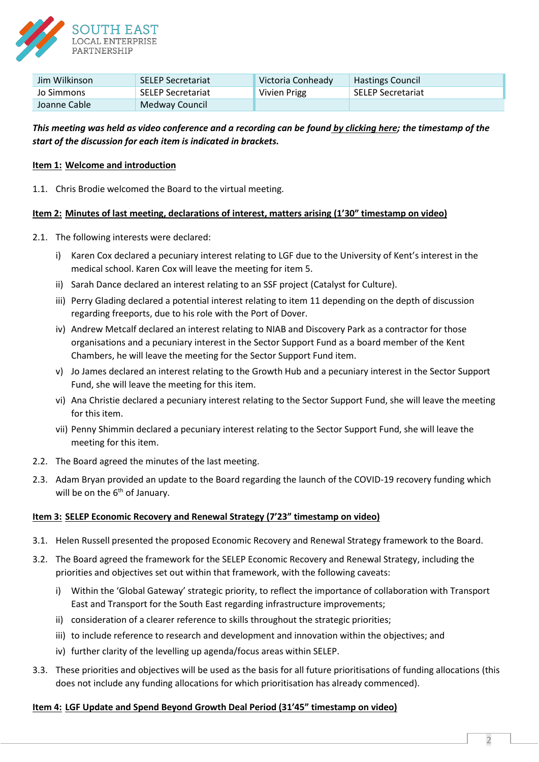| Jim Wilkinson | SELEP Secretariat | Victoria Conheady | Hastings Council |
|---|---|---|---|
| Jo Simmons | SELEP Secretariat | Vivien Prigg | SELEP Secretariat |
| Joanne Cable | Medway Council | | |

***This meeting was held as video conference and a recording can be found by clicking here; the timestamp of the start of the discussion for each item is indicated in brackets.***

**Item 1: Welcome and introduction**

1.1. Chris Brodie welcomed the Board to the virtual meeting.

**Item 2: Minutes of last meeting, declarations of interest, matters arising (1'30" timestamp on video)**

2.1. The following interests were declared:

i) Karen Cox declared a pecuniary interest relating to LGF due to the University of Kent's interest in the medical school. Karen Cox will leave the meeting for item 5.

ii) Sarah Dance declared an interest relating to an SSF project (Catalyst for Culture).

iii) Perry Glading declared a potential interest relating to item 11 depending on the depth of discussion regarding freeports, due to his role with the Port of Dover.

iv) Andrew Metcalf declared an interest relating to NIAB and Discovery Park as a contractor for those organisations and a pecuniary interest in the Sector Support Fund as a board member of the Kent Chambers, he will leave the meeting for the Sector Support Fund item.

v) Jo James declared an interest relating to the Growth Hub and a pecuniary interest in the Sector Support Fund, she will leave the meeting for this item.

vi) Ana Christie declared a pecuniary interest relating to the Sector Support Fund, she will leave the meeting for this item.

vii) Penny Shimmin declared a pecuniary interest relating to the Sector Support Fund, she will leave the meeting for this item.

2.2. The Board agreed the minutes of the last meeting.

2.3. Adam Bryan provided an update to the Board regarding the launch of the COVID-19 recovery funding which will be on the 6th of January.

**Item 3: SELEP Economic Recovery and Renewal Strategy (7'23" timestamp on video)**

3.1. Helen Russell presented the proposed Economic Recovery and Renewal Strategy framework to the Board.

3.2. The Board agreed the framework for the SELEP Economic Recovery and Renewal Strategy, including the priorities and objectives set out within that framework, with the following caveats:

i) Within the 'Global Gateway' strategic priority, to reflect the importance of collaboration with Transport East and Transport for the South East regarding infrastructure improvements;

ii) consideration of a clearer reference to skills throughout the strategic priorities;

iii) to include reference to research and development and innovation within the objectives; and

iv) further clarity of the levelling up agenda/focus areas within SELEP.

3.3. These priorities and objectives will be used as the basis for all future prioritisations of funding allocations (this does not include any funding allocations for which prioritisation has already commenced).

**Item 4: LGF Update and Spend Beyond Growth Deal Period (31'45" timestamp on video)**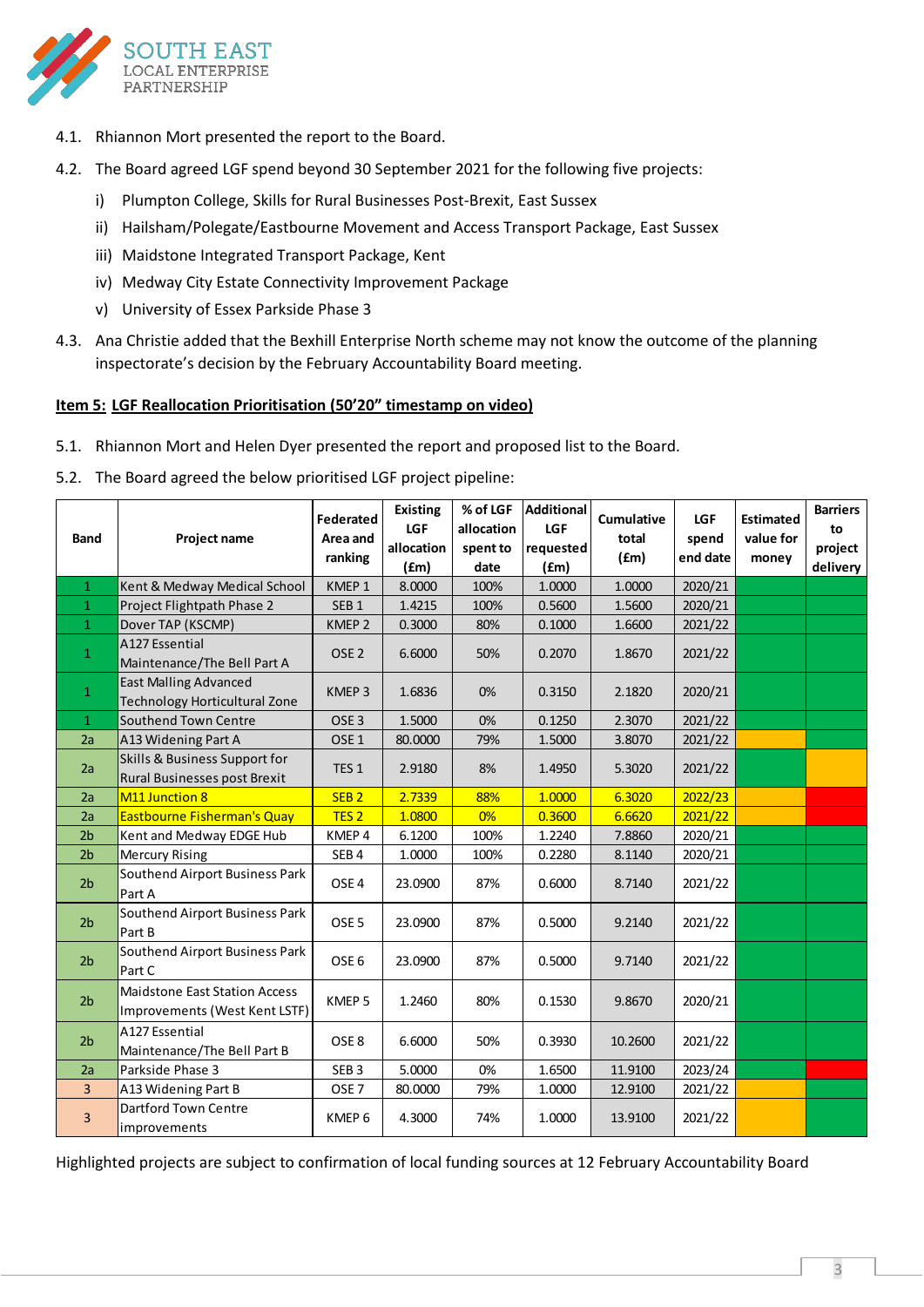4.1. Rhiannon Mort presented the report to the Board.

4.2. The Board agreed LGF spend beyond 30 September 2021 for the following five projects:

i) Plumpton College, Skills for Rural Businesses Post-Brexit, East Sussex

ii) Hailsham/Polegate/Eastbourne Movement and Access Transport Package, East Sussex

iii) Maidstone Integrated Transport Package, Kent

iv) Medway City Estate Connectivity Improvement Package

v) University of Essex Parkside Phase 3

4.3. Ana Christie added that the Bexhill Enterprise North scheme may not know the outcome of the planning inspectorate's decision by the February Accountability Board meeting.

**Item 5: LGF Reallocation Prioritisation (50'20" timestamp on video)**

5.1. Rhiannon Mort and Helen Dyer presented the report and proposed list to the Board.

5.2. The Board agreed the below prioritised LGF project pipeline:

| Band | Project name | Federated Area and ranking | Existing LGF allocation (£m) | % of LGF allocation spent to date | Additional LGF requested (£m) | Cumulative total (£m) | LGF spend end date | Estimated value for money | Barriers to project delivery |
|---|---|---|---|---|---|---|---|---|---|
| 1 | Kent & Medway Medical School | KMEP 1 | 8.0000 | 100% | 1.0000 | 1.0000 | 2020/21 | | |
| 1 | Project Flightpath Phase 2 | SEB 1 | 1.4215 | 100% | 0.5600 | 1.5600 | 2020/21 | | |
| 1 | Dover TAP (KSCMP) | KMEP 2 | 0.3000 | 80% | 0.1000 | 1.6600 | 2021/22 | | |
| 1 | A127 Essential Maintenance/The Bell Part A | OSE 2 | 6.6000 | 50% | 0.2070 | 1.8670 | 2021/22 | | |
| 1 | East Malling Advanced Technology Horticultural Zone | KMEP 3 | 1.6836 | 0% | 0.3150 | 2.1820 | 2020/21 | | |
| 1 | Southend Town Centre | OSE 3 | 1.5000 | 0% | 0.1250 | 2.3070 | 2021/22 | | |
| 2a | A13 Widening Part A | OSE 1 | 80.0000 | 79% | 1.5000 | 3.8070 | 2021/22 | | |
| 2a | Skills & Business Support for Rural Businesses post Brexit | TES 1 | 2.9180 | 8% | 1.4950 | 5.3020 | 2021/22 | | |
| 2a | M11 Junction 8 | SEB 2 | 2.7339 | 88% | 1.0000 | 6.3020 | 2022/23 | | |
| 2a | Eastbourne Fisherman's Quay | TES 2 | 1.0800 | 0% | 0.3600 | 6.6620 | 2021/22 | | |
| 2b | Kent and Medway EDGE Hub | KMEP 4 | 6.1200 | 100% | 1.2240 | 7.8860 | 2020/21 | | |
| 2b | Mercury Rising | SEB 4 | 1.0000 | 100% | 0.2280 | 8.1140 | 2020/21 | | |
| 2b | Southend Airport Business Park Part A | OSE 4 | 23.0900 | 87% | 0.6000 | 8.7140 | 2021/22 | | |
| 2b | Southend Airport Business Park Part B | OSE 5 | 23.0900 | 87% | 0.5000 | 9.2140 | 2021/22 | | |
| 2b | Southend Airport Business Park Part C | OSE 6 | 23.0900 | 87% | 0.5000 | 9.7140 | 2021/22 | | |
| 2b | Maidstone East Station Access Improvements (West Kent LSTF) | KMEP 5 | 1.2460 | 80% | 0.1530 | 9.8670 | 2020/21 | | |
| 2b | A127 Essential Maintenance/The Bell Part B | OSE 8 | 6.6000 | 50% | 0.3930 | 10.2600 | 2021/22 | | |
| 2a | Parkside Phase 3 | SEB 3 | 5.0000 | 0% | 1.6500 | 11.9100 | 2023/24 | | |
| 3 | A13 Widening Part B | OSE 7 | 80.0000 | 79% | 1.0000 | 12.9100 | 2021/22 | | |
| 3 | Dartford Town Centre improvements | KMEP 6 | 4.3000 | 74% | 1.0000 | 13.9100 | 2021/22 | | |

Highlighted projects are subject to confirmation of local funding sources at 12 February Accountability Board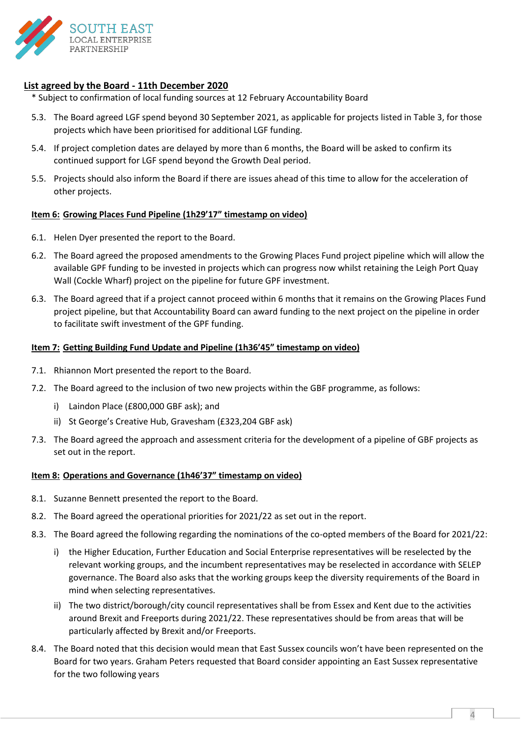**List agreed by the Board - 11th December 2020**

\* Subject to confirmation of local funding sources at 12 February Accountability Board

5.3. The Board agreed LGF spend beyond 30 September 2021, as applicable for projects listed in Table 3, for those projects which have been prioritised for additional LGF funding.

5.4. If project completion dates are delayed by more than 6 months, the Board will be asked to confirm its continued support for LGF spend beyond the Growth Deal period.

5.5. Projects should also inform the Board if there are issues ahead of this time to allow for the acceleration of other projects.

**Item 6: Growing Places Fund Pipeline (1h29'17" timestamp on video)**

6.1. Helen Dyer presented the report to the Board.

6.2. The Board agreed the proposed amendments to the Growing Places Fund project pipeline which will allow the available GPF funding to be invested in projects which can progress now whilst retaining the Leigh Port Quay Wall (Cockle Wharf) project on the pipeline for future GPF investment.

6.3. The Board agreed that if a project cannot proceed within 6 months that it remains on the Growing Places Fund project pipeline, but that Accountability Board can award funding to the next project on the pipeline in order to facilitate swift investment of the GPF funding.

**Item 7: Getting Building Fund Update and Pipeline (1h36'45" timestamp on video)**

7.1. Rhiannon Mort presented the report to the Board.

7.2. The Board agreed to the inclusion of two new projects within the GBF programme, as follows:

i) Laindon Place (£800,000 GBF ask); and

ii) St George's Creative Hub, Gravesham (£323,204 GBF ask)

7.3. The Board agreed the approach and assessment criteria for the development of a pipeline of GBF projects as set out in the report.

**Item 8: Operations and Governance (1h46'37" timestamp on video)**

8.1. Suzanne Bennett presented the report to the Board.

8.2. The Board agreed the operational priorities for 2021/22 as set out in the report.

8.3. The Board agreed the following regarding the nominations of the co-opted members of the Board for 2021/22:

i) the Higher Education, Further Education and Social Enterprise representatives will be reselected by the relevant working groups, and the incumbent representatives may be reselected in accordance with SELEP governance. The Board also asks that the working groups keep the diversity requirements of the Board in mind when selecting representatives.

ii) The two district/borough/city council representatives shall be from Essex and Kent due to the activities around Brexit and Freeports during 2021/22. These representatives should be from areas that will be particularly affected by Brexit and/or Freeports.

8.4. The Board noted that this decision would mean that East Sussex councils won't have been represented on the Board for two years. Graham Peters requested that Board consider appointing an East Sussex representative for the two following years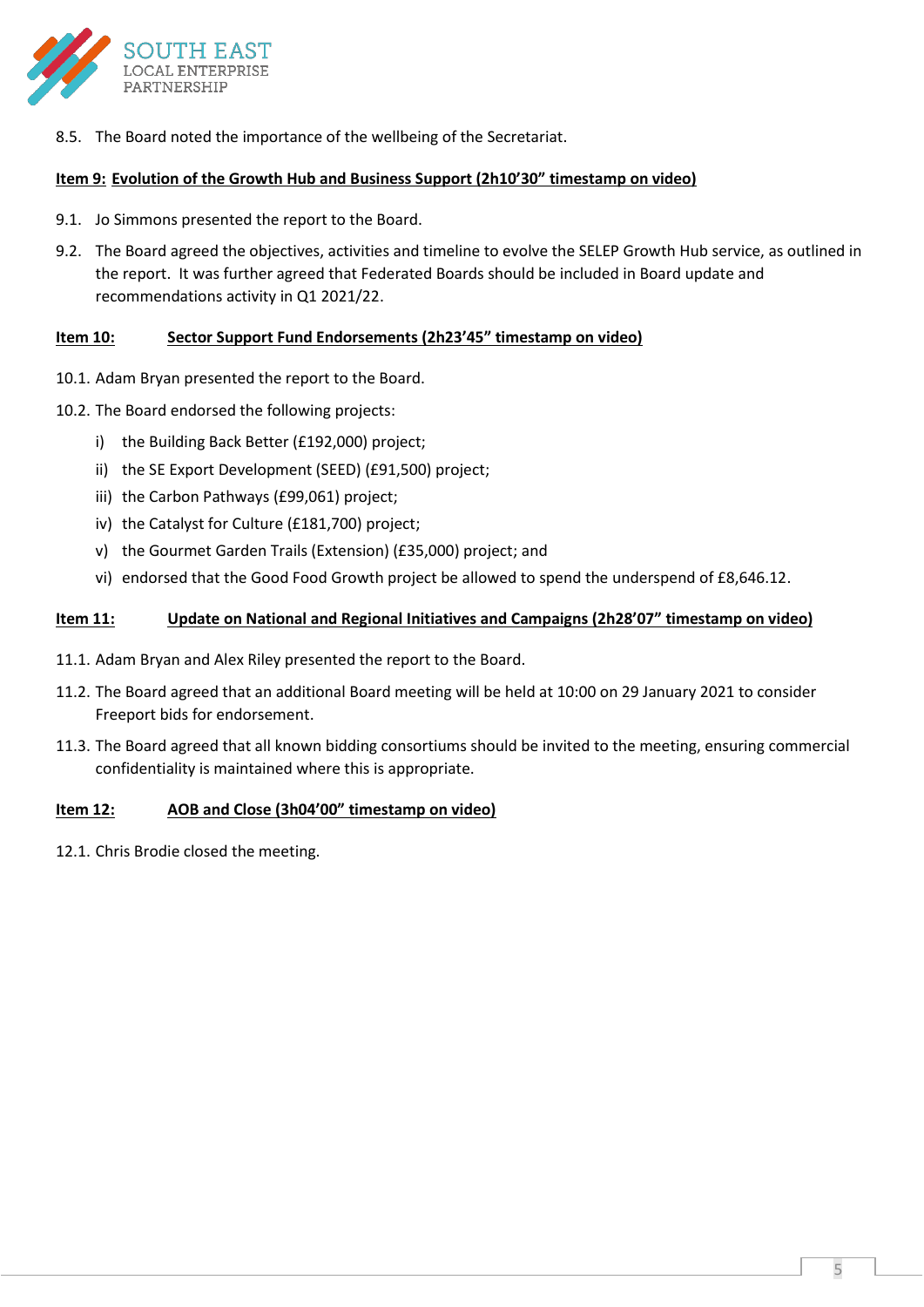8.5. The Board noted the importance of the wellbeing of the Secretariat.

**Item 9: Evolution of the Growth Hub and Business Support (2h10'30" timestamp on video)**

9.1. Jo Simmons presented the report to the Board.

9.2. The Board agreed the objectives, activities and timeline to evolve the SELEP Growth Hub service, as outlined in the report. It was further agreed that Federated Boards should be included in Board update and recommendations activity in Q1 2021/22.

**Item 10: Sector Support Fund Endorsements (2h23'45" timestamp on video)**

10.1. Adam Bryan presented the report to the Board.

10.2. The Board endorsed the following projects:

- i) the Building Back Better (£192,000) project;
- ii) the SE Export Development (SEED) (£91,500) project;
- iii) the Carbon Pathways (£99,061) project;
- iv) the Catalyst for Culture (£181,700) project;
- v) the Gourmet Garden Trails (Extension) (£35,000) project; and
- vi) endorsed that the Good Food Growth project be allowed to spend the underspend of £8,646.12.

**Item 11: Update on National and Regional Initiatives and Campaigns (2h28'07" timestamp on video)**

11.1. Adam Bryan and Alex Riley presented the report to the Board.

11.2. The Board agreed that an additional Board meeting will be held at 10:00 on 29 January 2021 to consider Freeport bids for endorsement.

11.3. The Board agreed that all known bidding consortiums should be invited to the meeting, ensuring commercial confidentiality is maintained where this is appropriate.

**Item 12: AOB and Close (3h04'00" timestamp on video)**

12.1. Chris Brodie closed the meeting.